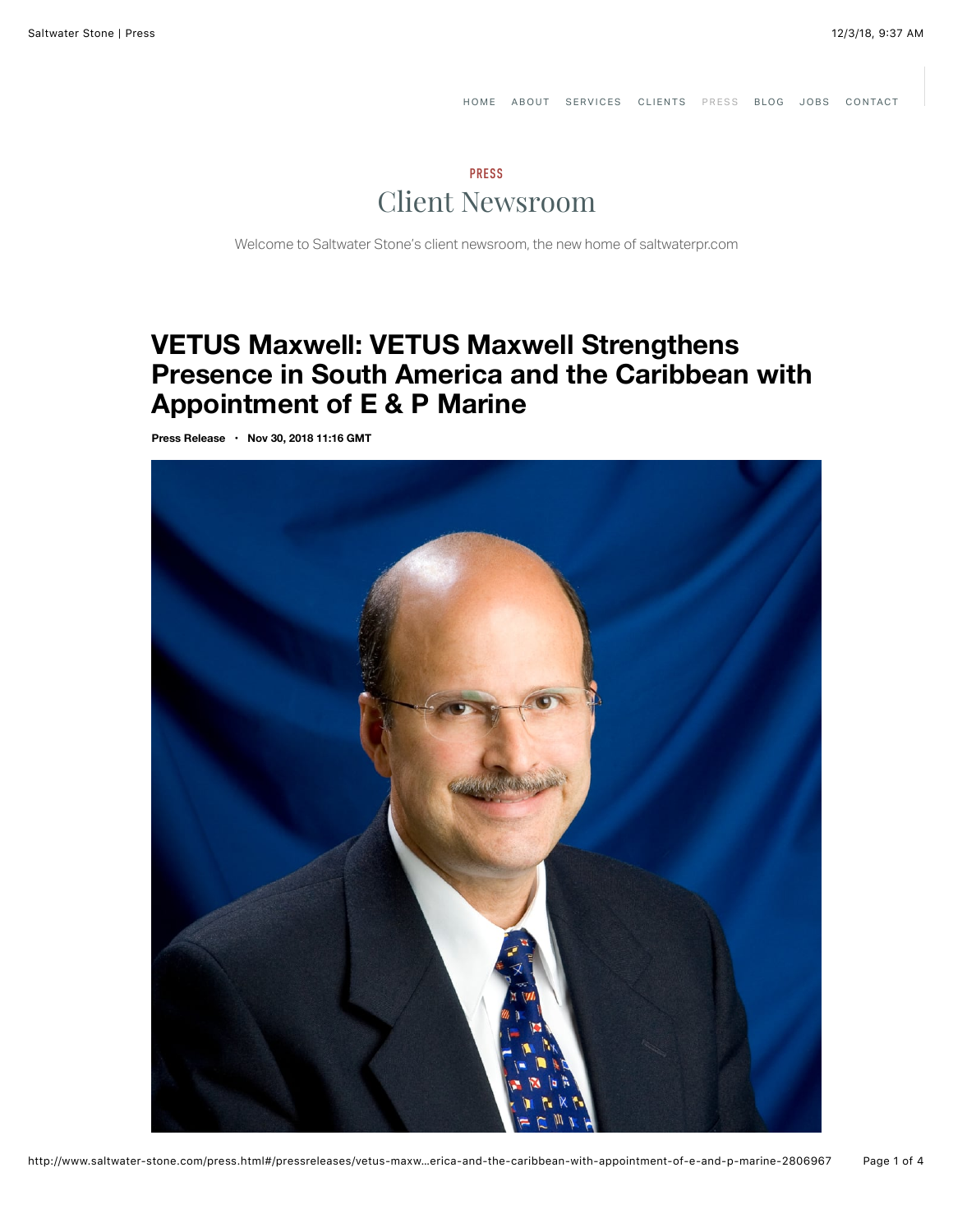HOME ABOUT SERVICES CLIENTS PRESS BLOG JOBS CONTACT

PRESS

# Client Newsroom

Welcome to Saltwater Stone's client newsroom, the new home of saltwaterpr.com

## VETUS Maxwell: VETUS Maxwell Strengthens Presence in South America and the Caribbean with Appointment of E & P Marine

**Press Release** · **Nov 30, 2018 11:16 GMT**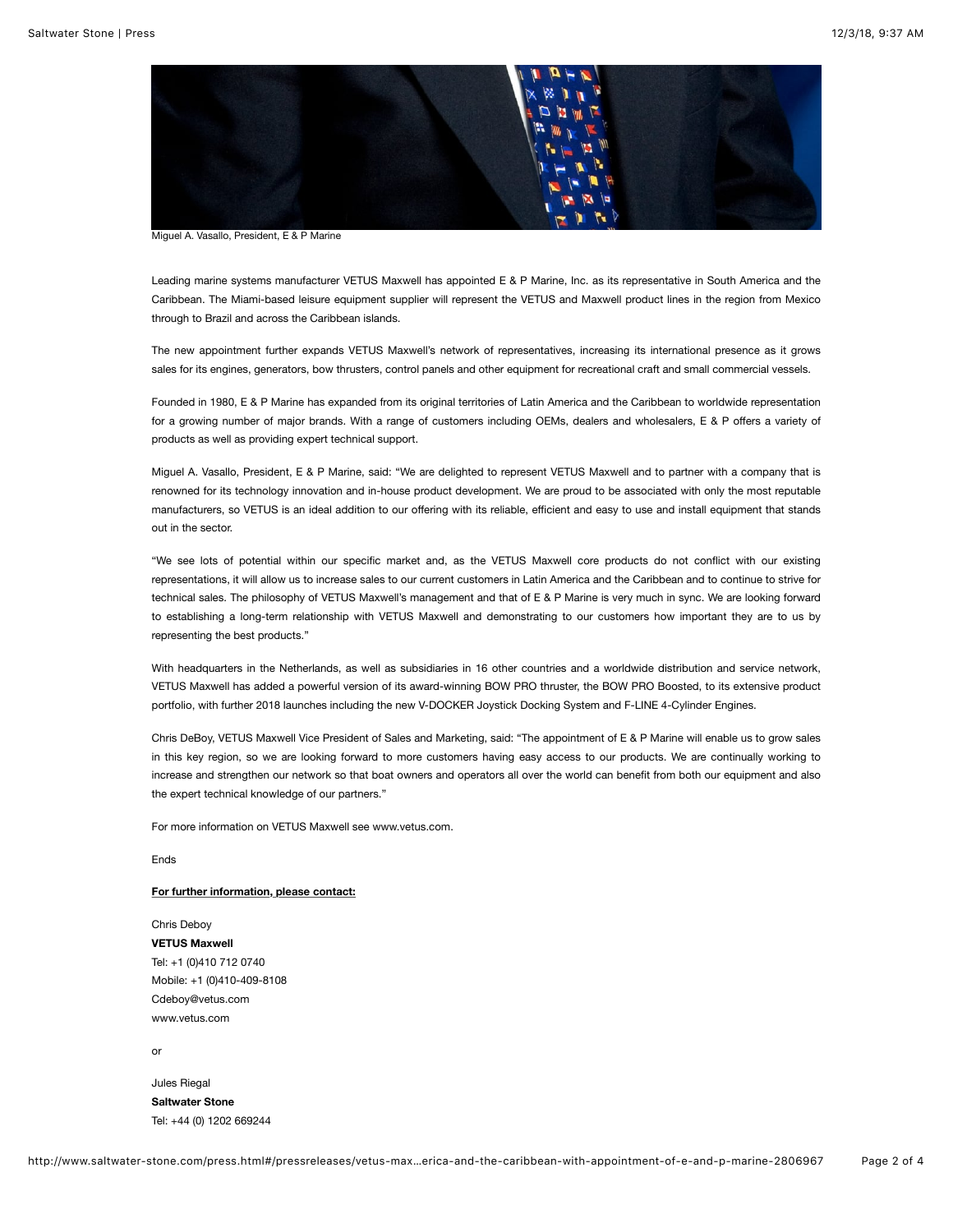Miguel A. Vasallo, President, E & P Marine

Leading marine systems manufacturer VETUS Maxwell has appointed E & P Marine, Inc. as its representative in South America and the Caribbean. The Miami-based leisure equipment supplier will represent the VETUS and Maxwell product lines in the region from Mexico through to Brazil and across the Caribbean islands.

The new appointment further expands VETUS Maxwell's network of representatives, increasing its international presence as it grows sales for its engines, generators, bow thrusters, control panels and other equipment for recreational craft and small commercial vessels.

Founded in 1980, E & P Marine has expanded from its original territories of Latin America and the Caribbean to worldwide representation for a growing number of major brands. With a range of customers including OEMs, dealers and wholesalers, E & P offers a variety of products as well as providing expert technical support.

Miguel A. Vasallo, President, E & P Marine, said: "We are delighted to represent VETUS Maxwell and to partner with a company that is renowned for its technology innovation and in-house product development. We are proud to be associated with only the most reputable manufacturers, so VETUS is an ideal addition to our offering with its reliable, efficient and easy to use and install equipment that stands out in the sector.

"We see lots of potential within our specific market and, as the VETUS Maxwell core products do not conflict with our existing representations, it will allow us to increase sales to our current customers in Latin America and the Caribbean and to continue to strive for technical sales. The philosophy of VETUS Maxwell's management and that of E & P Marine is very much in sync. We are looking forward to establishing a long-term relationship with VETUS Maxwell and demonstrating to our customers how important they are to us by representing the best products."

With headquarters in the Netherlands, as well as subsidiaries in 16 other countries and a worldwide distribution and service network, VETUS Maxwell has added a powerful version of its award-winning BOW PRO thruster, the BOW PRO Boosted, to its extensive product portfolio, with further 2018 launches including the new V-DOCKER Joystick Docking System and F-LINE 4-Cylinder Engines.

Chris DeBoy, VETUS Maxwell Vice President of Sales and Marketing, said: "The appointment of E & P Marine will enable us to grow sales in this key region, so we are looking forward to more customers having easy access to our products. We are continually working to increase and strengthen our network so that boat owners and operators all over the world can benefit from both our equipment and also the expert technical knowledge of our partners."

For more information on VETUS Maxwell see www.vetus.com.

Ends

**For further information, please contact:**

Chris Deboy
**VETUS Maxwell**
Tel: +1 (0)410 712 0740
Mobile: +1 (0)410-409-8108
Cdeboy@vetus.com
www.vetus.com

or

Jules Riegal
**Saltwater Stone**
Tel: +44 (0) 1202 669244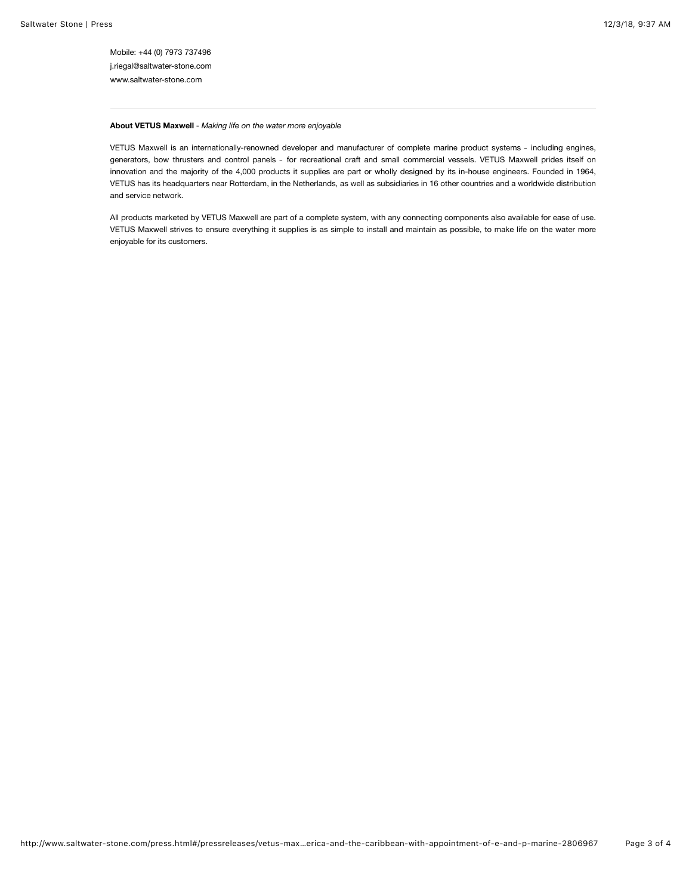Mobile: +44 (0) 7973 737496
j.riegal@saltwater-stone.com
www.saltwater-stone.com

---

**About VETUS Maxwell** - *Making life on the water more enjoyable*

VETUS Maxwell is an internationally-renowned developer and manufacturer of complete marine product systems - including engines, generators, bow thrusters and control panels - for recreational craft and small commercial vessels. VETUS Maxwell prides itself on innovation and the majority of the 4,000 products it supplies are part or wholly designed by its in-house engineers. Founded in 1964, VETUS has its headquarters near Rotterdam, in the Netherlands, as well as subsidiaries in 16 other countries and a worldwide distribution and service network.

All products marketed by VETUS Maxwell are part of a complete system, with any connecting components also available for ease of use. VETUS Maxwell strives to ensure everything it supplies is as simple to install and maintain as possible, to make life on the water more enjoyable for its customers.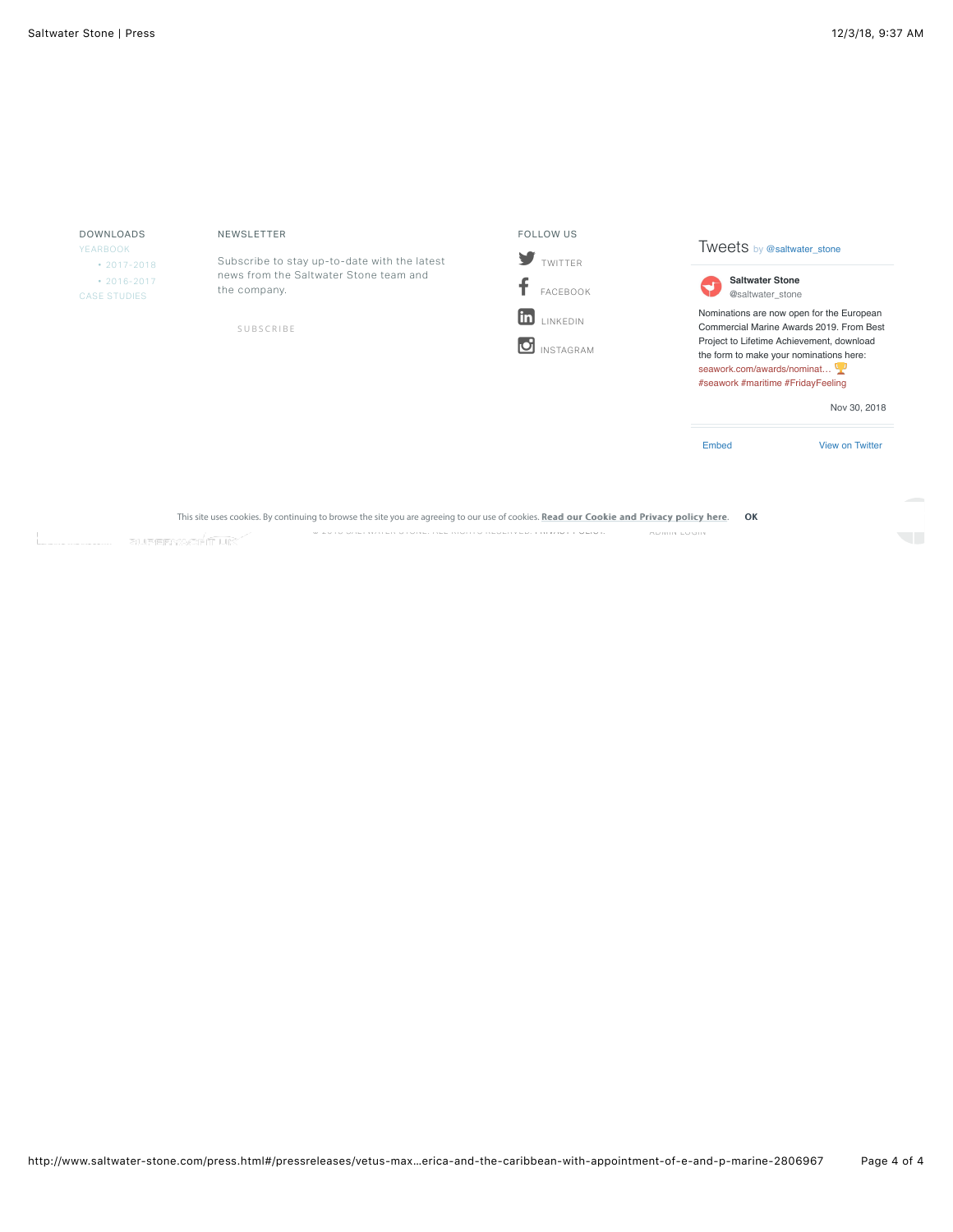DOWNLOADS

YEARBOOK

- 2017-2018
- 2016-2017

CASE STUDIES

NEWSLETTER

Subscribe to stay up-to-date with the latest news from the Saltwater Stone team and the company.

SUBSCRIBE

FOLLOW US

TWITTER

FACEBOOK

LINKEDIN

INSTAGRAM

Tweets by @saltwater_stone

**Saltwater Stone**
@saltwater_stone

Nominations are now open for the European Commercial Marine Awards 2019. From Best Project to Lifetime Achievement, download the form to make your nominations here: seawork.com/awards/nominat… 🏆 #seawork #maritime #FridayFeeling

Nov 30, 2018

Embed View on Twitter

This site uses cookies. By continuing to browse the site you are agreeing to our use of cookies. **Read our Cookie and Privacy policy here.** **OK**